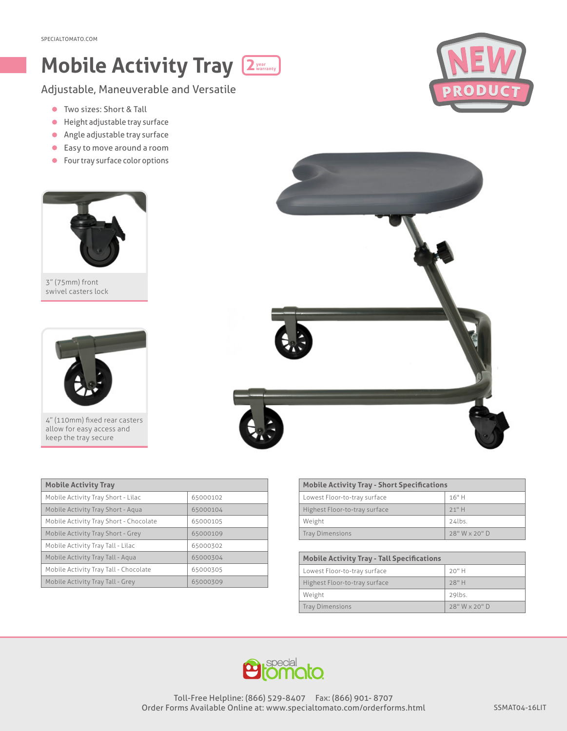# Mobile Activity Tray

2 year warranty

NEW PRODUCT

## Adjustable, Maneuverable and Versatile

- Two sizes: Short & Tall
- Height adjustable tray surface
- Angle adjustable tray surface
- Easy to move around a room
- Four tray surface color options

3" (75mm) front swivel casters lock

4" (110mm) fixed rear casters allow for easy access and keep the tray secure

| Mobile Activity Tray | |
|---|---|
| Mobile Activity Tray Short - Lilac | 65000102 |
| Mobile Activity Tray Short - Aqua | 65000104 |
| Mobile Activity Tray Short - Chocolate | 65000105 |
| Mobile Activity Tray Short - Grey | 65000109 |
| Mobile Activity Tray Tall - Lilac | 65000302 |
| Mobile Activity Tray Tall - Aqua | 65000304 |
| Mobile Activity Tray Tall - Chocolate | 65000305 |
| Mobile Activity Tray Tall - Grey | 65000309 |

| Mobile Activity Tray - Short Specifications | |
|---|---|
| Lowest Floor-to-tray surface | 16" H |
| Highest Floor-to-tray surface | 21" H |
| Weight | 24lbs. |
| Tray Dimensions | 28" W x 20" D |

| Mobile Activity Tray - Tall Specifications | |
|---|---|
| Lowest Floor-to-tray surface | 20" H |
| Highest Floor-to-tray surface | 28" H |
| Weight | 29lbs. |
| Tray Dimensions | 28" W x 20" D |

special tomato

Toll-Free Helpline: (866) 529-8407 Fax: (866) 901- 8707
Order Forms Available Online at: www.specialtomato.com/orderforms.html

SSMAT04-16LIT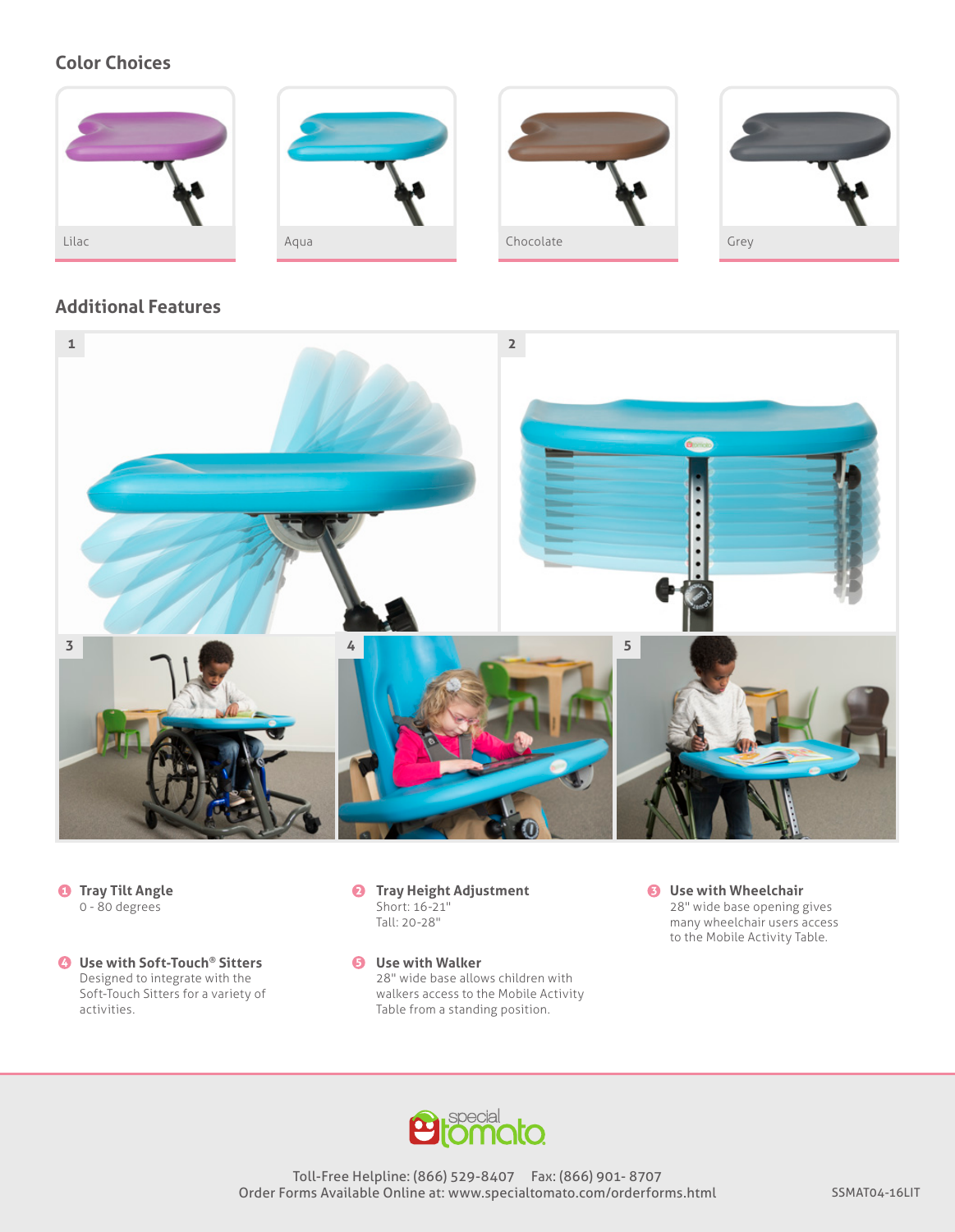## Color Choices

Lilac

Aqua

Chocolate

Grey

## Additional Features

1

2

3

4

5

**1 Tray Tilt Angle**
0 - 80 degrees

**2 Tray Height Adjustment**
Short: 16-21"
Tall: 20-28"

**3 Use with Wheelchair**
28" wide base opening gives many wheelchair users access to the Mobile Activity Table.

**4 Use with Soft-Touch® Sitters**
Designed to integrate with the Soft-Touch Sitters for a variety of activities.

**5 Use with Walker**
28" wide base allows children with walkers access to the Mobile Activity Table from a standing position.

special tomato

Toll-Free Helpline: (866) 529-8407 Fax: (866) 901- 8707
Order Forms Available Online at: www.specialtomato.com/orderforms.html

SSMAT04-16LIT